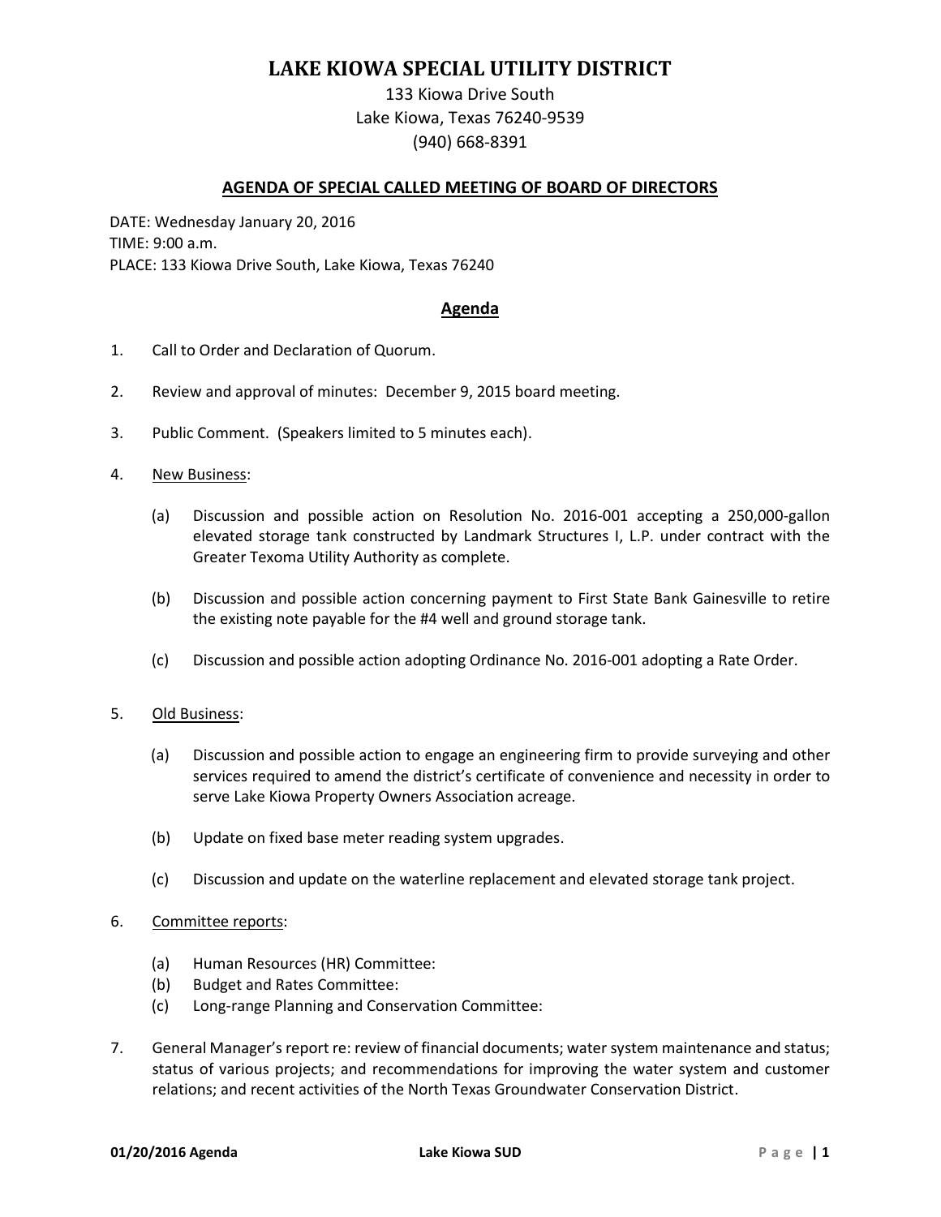# LAKE KIOWA SPECIAL UTILITY DISTRICT

133 Kiowa Drive South
Lake Kiowa, Texas 76240-9539
(940) 668-8391

## AGENDA OF SPECIAL CALLED MEETING OF BOARD OF DIRECTORS

DATE: Wednesday January 20, 2016
TIME: 9:00 a.m.
PLACE: 133 Kiowa Drive South, Lake Kiowa, Texas 76240

## Agenda

1. Call to Order and Declaration of Quorum.

2. Review and approval of minutes: December 9, 2015 board meeting.

3. Public Comment. (Speakers limited to 5 minutes each).

4. New Business:

   (a) Discussion and possible action on Resolution No. 2016-001 accepting a 250,000-gallon elevated storage tank constructed by Landmark Structures I, L.P. under contract with the Greater Texoma Utility Authority as complete.

   (b) Discussion and possible action concerning payment to First State Bank Gainesville to retire the existing note payable for the #4 well and ground storage tank.

   (c) Discussion and possible action adopting Ordinance No. 2016-001 adopting a Rate Order.

5. Old Business:

   (a) Discussion and possible action to engage an engineering firm to provide surveying and other services required to amend the district's certificate of convenience and necessity in order to serve Lake Kiowa Property Owners Association acreage.

   (b) Update on fixed base meter reading system upgrades.

   (c) Discussion and update on the waterline replacement and elevated storage tank project.

6. Committee reports:

   (a) Human Resources (HR) Committee:
   (b) Budget and Rates Committee:
   (c) Long-range Planning and Conservation Committee:

7. General Manager's report re: review of financial documents; water system maintenance and status; status of various projects; and recommendations for improving the water system and customer relations; and recent activities of the North Texas Groundwater Conservation District.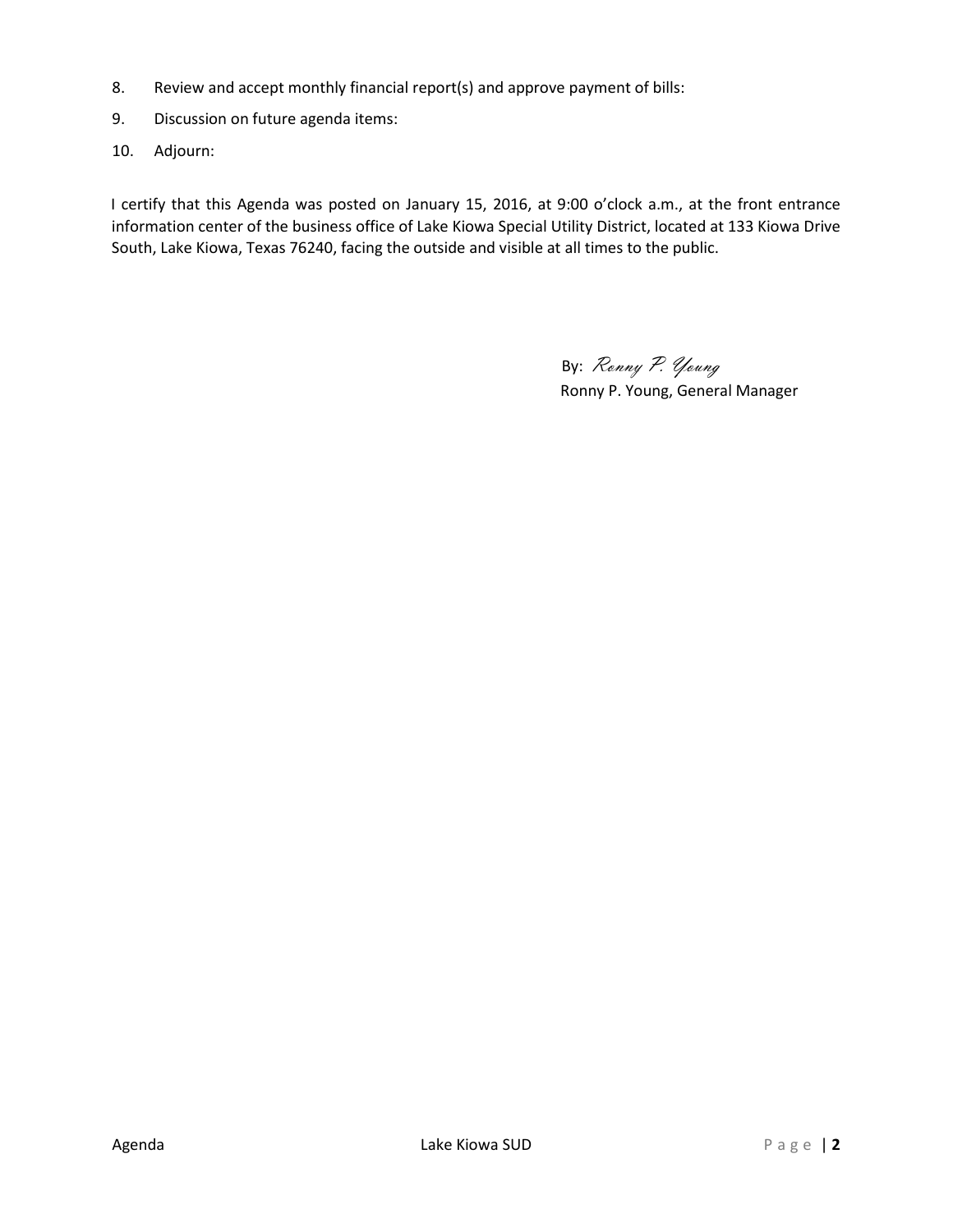8. Review and accept monthly financial report(s) and approve payment of bills:
9. Discussion on future agenda items:
10. Adjourn:

I certify that this Agenda was posted on January 15, 2016, at 9:00 o'clock a.m., at the front entrance information center of the business office of Lake Kiowa Special Utility District, located at 133 Kiowa Drive South, Lake Kiowa, Texas 76240, facing the outside and visible at all times to the public.

By: *Ronny P. Young*
Ronny P. Young, General Manager